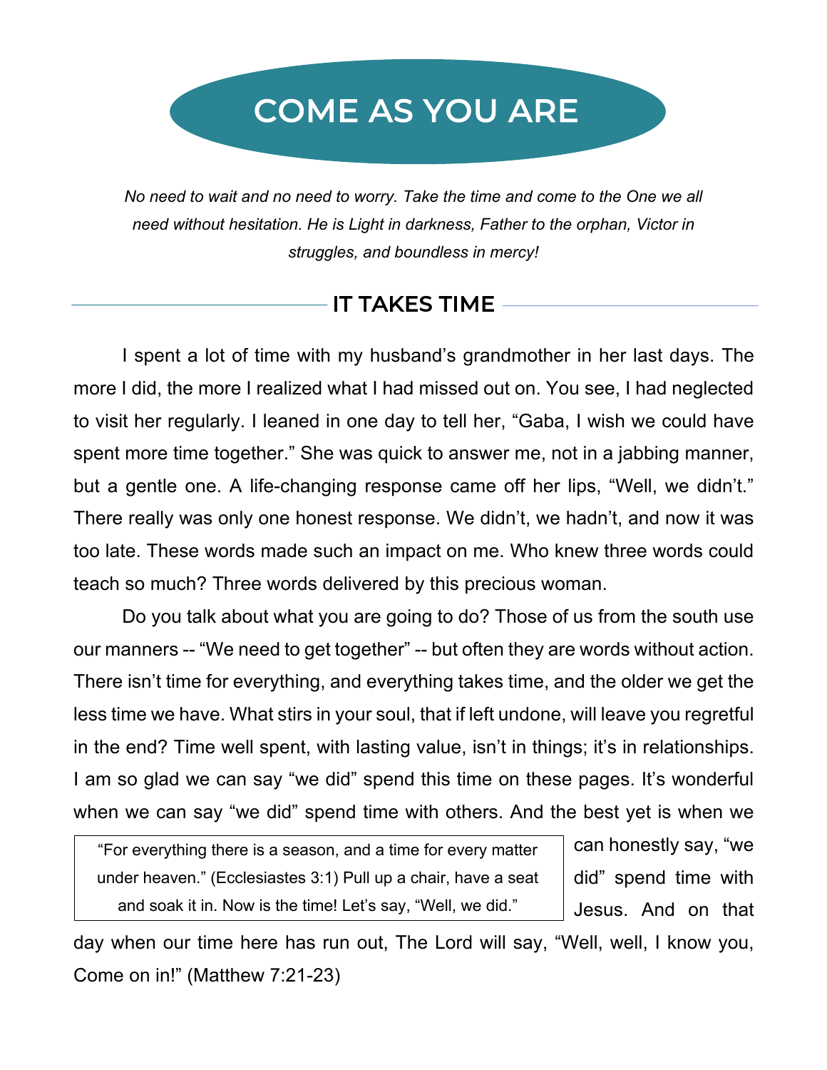# COME AS YOU ARE

*No need to wait and no need to worry. Take the time and come to the One we all need without hesitation. He is Light in darkness, Father to the orphan, Victor in struggles, and boundless in mercy!*

## IT TAKES TIME

I spent a lot of time with my husband's grandmother in her last days. The more I did, the more I realized what I had missed out on. You see, I had neglected to visit her regularly. I leaned in one day to tell her, "Gaba, I wish we could have spent more time together." She was quick to answer me, not in a jabbing manner, but a gentle one. A life-changing response came off her lips, "Well, we didn't." There really was only one honest response. We didn't, we hadn't, and now it was too late. These words made such an impact on me. Who knew three words could teach so much? Three words delivered by this precious woman.

Do you talk about what you are going to do? Those of us from the south use our manners -- "We need to get together" -- but often they are words without action. There isn't time for everything, and everything takes time, and the older we get the less time we have. What stirs in your soul, that if left undone, will leave you regretful in the end? Time well spent, with lasting value, isn't in things; it's in relationships. I am so glad we can say "we did" spend this time on these pages. It's wonderful when we can say "we did" spend time with others. And the best yet is when we can honestly say, "we did" spend time with Jesus. And on that day when our time here has run out, The Lord will say, "Well, well, I know you, Come on in!" (Matthew 7:21-23)

> "For everything there is a season, and a time for every matter under heaven." (Ecclesiastes 3:1) Pull up a chair, have a seat and soak it in. Now is the time! Let's say, "Well, we did."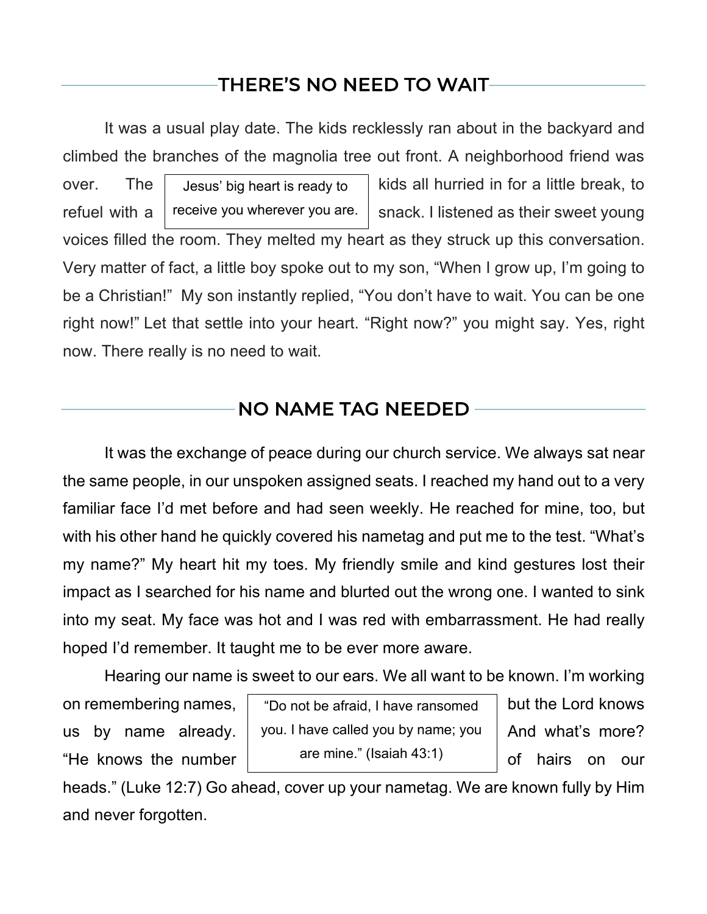## THERE'S NO NEED TO WAIT

It was a usual play date. The kids recklessly ran about in the backyard and climbed the branches of the magnolia tree out front. A neighborhood friend was over. The kids all hurried in for a little break, to refuel with a snack. I listened as their sweet young voices filled the room. They melted my heart as they struck up this conversation. Very matter of fact, a little boy spoke out to my son, "When I grow up, I'm going to be a Christian!" My son instantly replied, "You don't have to wait. You can be one right now!" Let that settle into your heart. "Right now?" you might say. Yes, right now. There really is no need to wait.

> Jesus' big heart is ready to receive you wherever you are.

## NO NAME TAG NEEDED

It was the exchange of peace during our church service. We always sat near the same people, in our unspoken assigned seats. I reached my hand out to a very familiar face I'd met before and had seen weekly. He reached for mine, too, but with his other hand he quickly covered his nametag and put me to the test. "What's my name?" My heart hit my toes. My friendly smile and kind gestures lost their impact as I searched for his name and blurted out the wrong one. I wanted to sink into my seat. My face was hot and I was red with embarrassment. He had really hoped I'd remember. It taught me to be ever more aware.

Hearing our name is sweet to our ears. We all want to be known. I'm working on remembering names, but the Lord knows us by name already. And what's more? "He knows the number of hairs on our heads." (Luke 12:7) Go ahead, cover up your nametag. We are known fully by Him and never forgotten.

> "Do not be afraid, I have ransomed you. I have called you by name; you are mine." (Isaiah 43:1)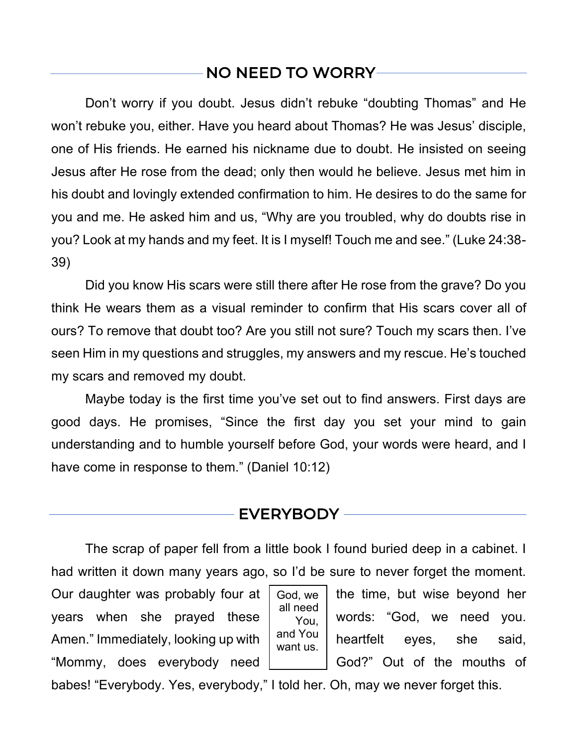## NO NEED TO WORRY

Don't worry if you doubt. Jesus didn't rebuke "doubting Thomas" and He won't rebuke you, either. Have you heard about Thomas? He was Jesus' disciple, one of His friends. He earned his nickname due to doubt. He insisted on seeing Jesus after He rose from the dead; only then would he believe. Jesus met him in his doubt and lovingly extended confirmation to him. He desires to do the same for you and me. He asked him and us, "Why are you troubled, why do doubts rise in you? Look at my hands and my feet. It is I myself! Touch me and see." (Luke 24:38-39)

Did you know His scars were still there after He rose from the grave? Do you think He wears them as a visual reminder to confirm that His scars cover all of ours? To remove that doubt too? Are you still not sure? Touch my scars then. I've seen Him in my questions and struggles, my answers and my rescue. He's touched my scars and removed my doubt.

Maybe today is the first time you've set out to find answers. First days are good days. He promises, "Since the first day you set your mind to gain understanding and to humble yourself before God, your words were heard, and I have come in response to them." (Daniel 10:12)

## EVERYBODY

The scrap of paper fell from a little book I found buried deep in a cabinet. I had written it down many years ago, so I'd be sure to never forget the moment. Our daughter was probably four at the time, but wise beyond her years when she prayed these words: "God, we need you. Amen." Immediately, looking up with heartfelt eyes, she said, "Mommy, does everybody need God?" Out of the mouths of babes! "Everybody. Yes, everybody," I told her. Oh, may we never forget this.

> God, we all need You, and You want us.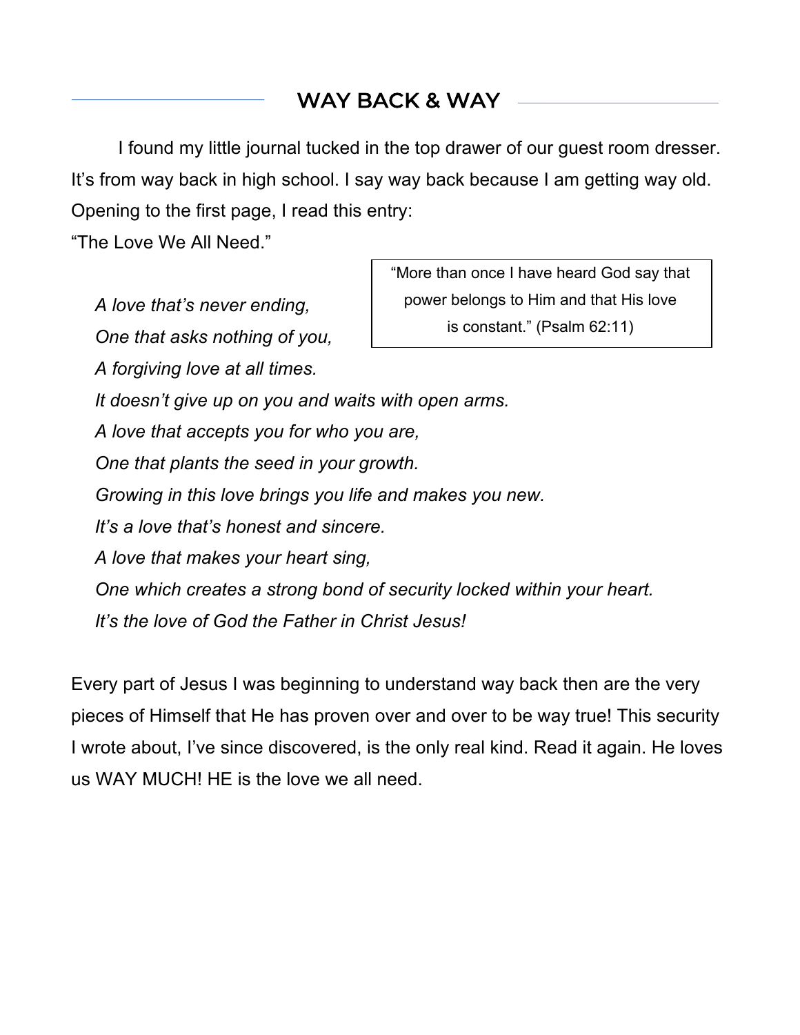## WAY BACK & WAY

I found my little journal tucked in the top drawer of our guest room dresser. It's from way back in high school. I say way back because I am getting way old. Opening to the first page, I read this entry:

"The Love We All Need."

> "More than once I have heard God say that power belongs to Him and that His love is constant." (Psalm 62:11)

*A love that's never ending,*
*One that asks nothing of you,*
*A forgiving love at all times.*
*It doesn't give up on you and waits with open arms.*
*A love that accepts you for who you are,*
*One that plants the seed in your growth.*
*Growing in this love brings you life and makes you new.*
*It's a love that's honest and sincere.*
*A love that makes your heart sing,*
*One which creates a strong bond of security locked within your heart.*
*It's the love of God the Father in Christ Jesus!*

Every part of Jesus I was beginning to understand way back then are the very pieces of Himself that He has proven over and over to be way true! This security I wrote about, I've since discovered, is the only real kind. Read it again. He loves us WAY MUCH! HE is the love we all need.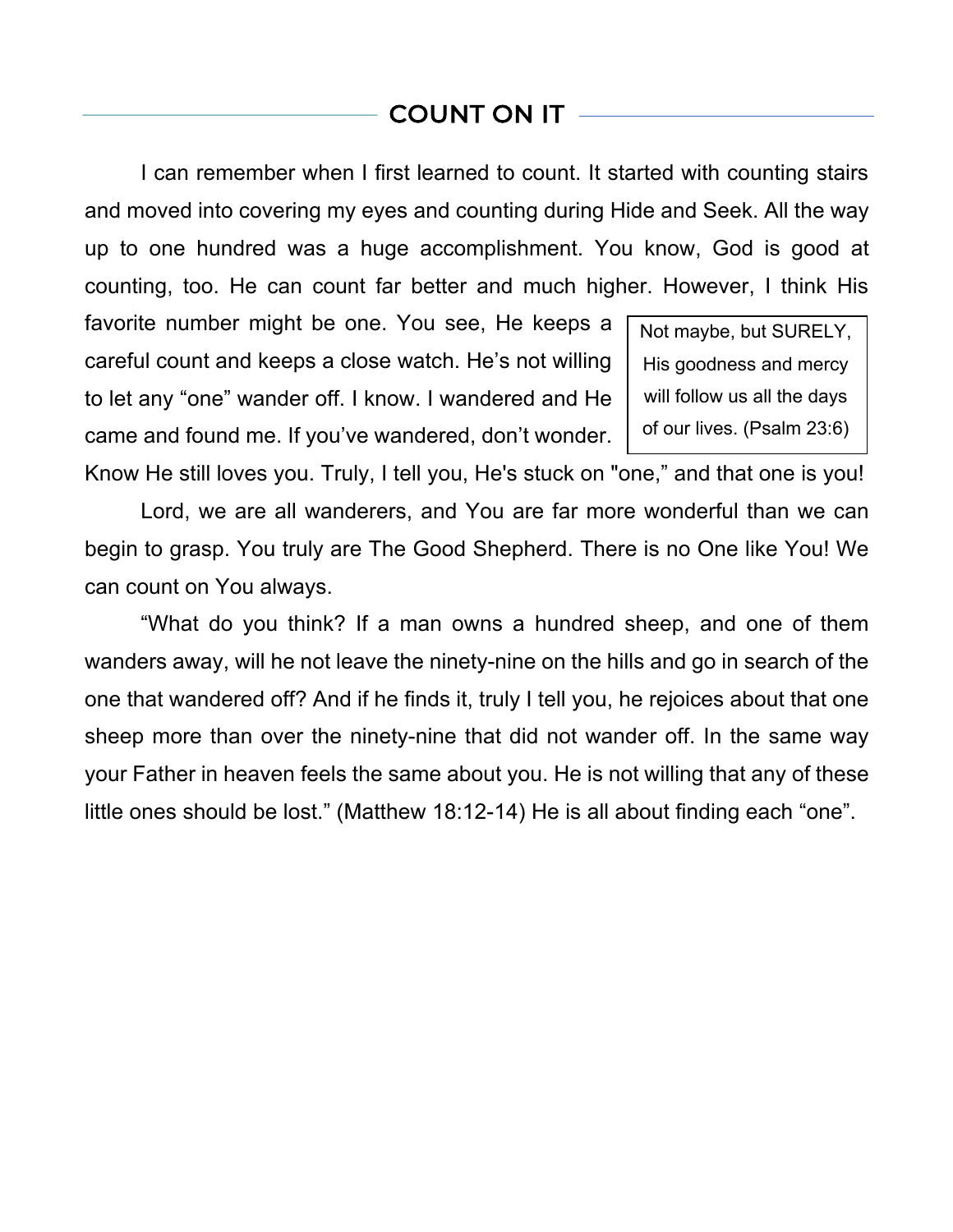## COUNT ON IT

I can remember when I first learned to count. It started with counting stairs and moved into covering my eyes and counting during Hide and Seek. All the way up to one hundred was a huge accomplishment. You know, God is good at counting, too. He can count far better and much higher. However, I think His favorite number might be one. You see, He keeps a careful count and keeps a close watch. He's not willing to let any "one" wander off. I know. I wandered and He came and found me. If you've wandered, don't wonder. Know He still loves you. Truly, I tell you, He's stuck on "one," and that one is you!

> Not maybe, but SURELY, His goodness and mercy will follow us all the days of our lives. (Psalm 23:6)

Lord, we are all wanderers, and You are far more wonderful than we can begin to grasp. You truly are The Good Shepherd. There is no One like You! We can count on You always.

"What do you think? If a man owns a hundred sheep, and one of them wanders away, will he not leave the ninety-nine on the hills and go in search of the one that wandered off? And if he finds it, truly I tell you, he rejoices about that one sheep more than over the ninety-nine that did not wander off. In the same way your Father in heaven feels the same about you. He is not willing that any of these little ones should be lost." (Matthew 18:12-14) He is all about finding each "one".